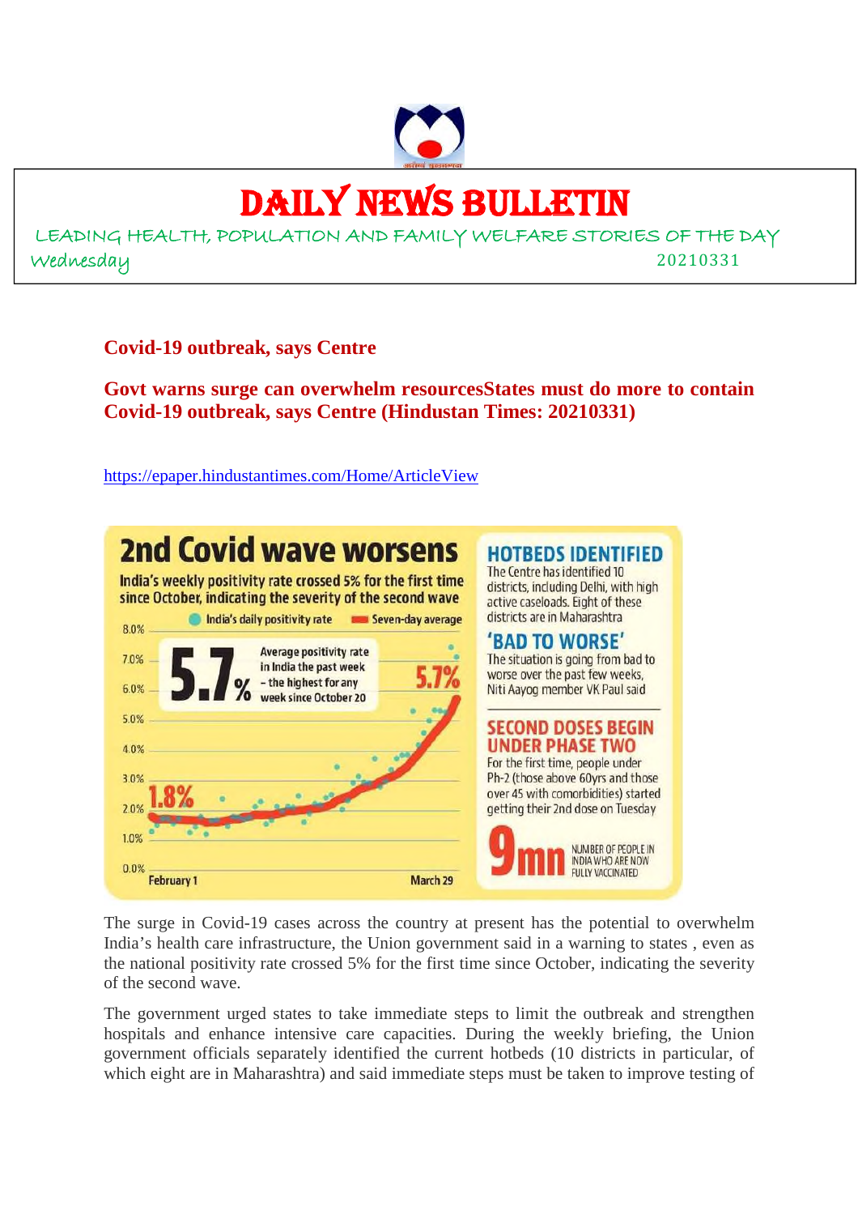# DAILY NEWS BULLETIN

LEADING HEALTH, POPULATION AND FAMILY WELFARE STORIES OF THE DAY

Wednesday 20210331

**Covid-19 outbreak, says Centre**

**Govt warns surge can overwhelm resourcesStates must do more to contain Covid-19 outbreak, says Centre (Hindustan Times: 20210331)**

https://epaper.hindustantimes.com/Home/ArticleView

**2nd Covid wave worsens**

India's weekly positivity rate crossed 5% for the first time since October, indicating the severity of the second wave

India's daily positivity rate | Seven-day average

5.7% Average positivity rate in India the past week – the highest for any week since October 20

**HOTBEDS IDENTIFIED**

The Centre has identified 10 districts, including Delhi, with high active caseloads. Eight of these districts are in Maharashtra

**'BAD TO WORSE'**

The situation is going from bad to worse over the past few weeks, Niti Aayog member VK Paul said

**SECOND DOSES BEGIN UNDER PHASE TWO**

For the first time, people under Ph-2 (those above 60yrs and those over 45 with comorbidities) started getting their 2nd dose on Tuesday

9mn NUMBER OF PEOPLE IN INDIA WHO ARE NOW FULLY VACCINATED

The surge in Covid-19 cases across the country at present has the potential to overwhelm India's health care infrastructure, the Union government said in a warning to states , even as the national positivity rate crossed 5% for the first time since October, indicating the severity of the second wave.

The government urged states to take immediate steps to limit the outbreak and strengthen hospitals and enhance intensive care capacities. During the weekly briefing, the Union government officials separately identified the current hotbeds (10 districts in particular, of which eight are in Maharashtra) and said immediate steps must be taken to improve testing of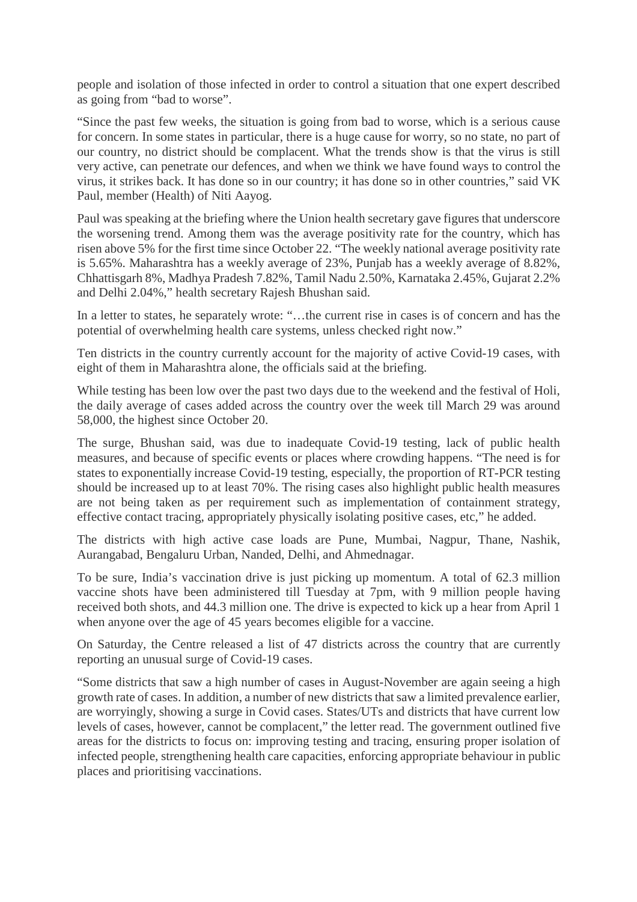people and isolation of those infected in order to control a situation that one expert described as going from "bad to worse".

"Since the past few weeks, the situation is going from bad to worse, which is a serious cause for concern. In some states in particular, there is a huge cause for worry, so no state, no part of our country, no district should be complacent. What the trends show is that the virus is still very active, can penetrate our defences, and when we think we have found ways to control the virus, it strikes back. It has done so in our country; it has done so in other countries," said VK Paul, member (Health) of Niti Aayog.

Paul was speaking at the briefing where the Union health secretary gave figures that underscore the worsening trend. Among them was the average positivity rate for the country, which has risen above 5% for the first time since October 22. "The weekly national average positivity rate is 5.65%. Maharashtra has a weekly average of 23%, Punjab has a weekly average of 8.82%, Chhattisgarh 8%, Madhya Pradesh 7.82%, Tamil Nadu 2.50%, Karnataka 2.45%, Gujarat 2.2% and Delhi 2.04%," health secretary Rajesh Bhushan said.

In a letter to states, he separately wrote: "…the current rise in cases is of concern and has the potential of overwhelming health care systems, unless checked right now."

Ten districts in the country currently account for the majority of active Covid-19 cases, with eight of them in Maharashtra alone, the officials said at the briefing.

While testing has been low over the past two days due to the weekend and the festival of Holi, the daily average of cases added across the country over the week till March 29 was around 58,000, the highest since October 20.

The surge, Bhushan said, was due to inadequate Covid-19 testing, lack of public health measures, and because of specific events or places where crowding happens. "The need is for states to exponentially increase Covid-19 testing, especially, the proportion of RT-PCR testing should be increased up to at least 70%. The rising cases also highlight public health measures are not being taken as per requirement such as implementation of containment strategy, effective contact tracing, appropriately physically isolating positive cases, etc," he added.

The districts with high active case loads are Pune, Mumbai, Nagpur, Thane, Nashik, Aurangabad, Bengaluru Urban, Nanded, Delhi, and Ahmednagar.

To be sure, India's vaccination drive is just picking up momentum. A total of 62.3 million vaccine shots have been administered till Tuesday at 7pm, with 9 million people having received both shots, and 44.3 million one. The drive is expected to kick up a hear from April 1 when anyone over the age of 45 years becomes eligible for a vaccine.

On Saturday, the Centre released a list of 47 districts across the country that are currently reporting an unusual surge of Covid-19 cases.

"Some districts that saw a high number of cases in August-November are again seeing a high growth rate of cases. In addition, a number of new districts that saw a limited prevalence earlier, are worryingly, showing a surge in Covid cases. States/UTs and districts that have current low levels of cases, however, cannot be complacent," the letter read. The government outlined five areas for the districts to focus on: improving testing and tracing, ensuring proper isolation of infected people, strengthening health care capacities, enforcing appropriate behaviour in public places and prioritising vaccinations.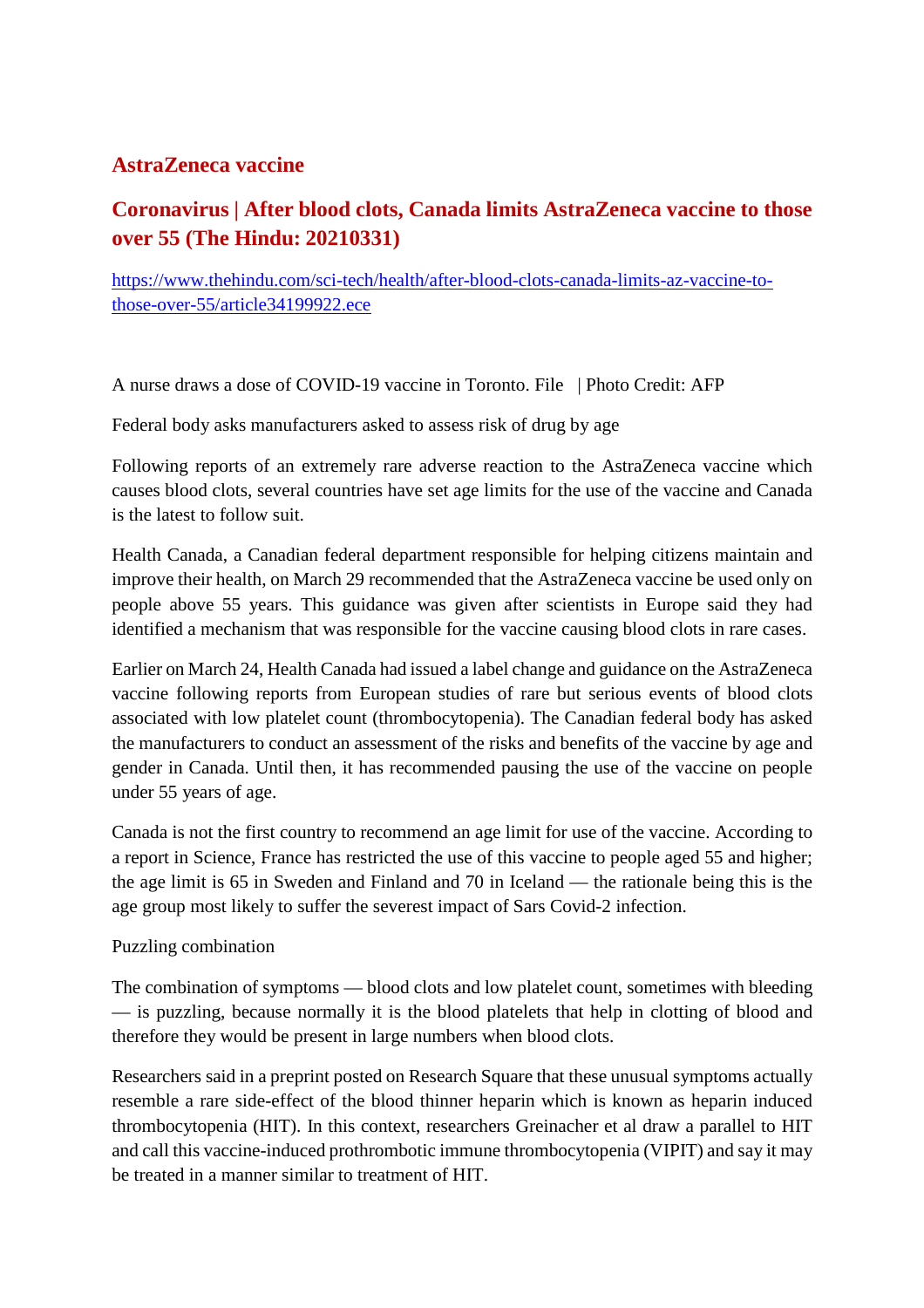## AstraZeneca vaccine

## Coronavirus | After blood clots, Canada limits AstraZeneca vaccine to those over 55 (The Hindu: 20210331)

https://www.thehindu.com/sci-tech/health/after-blood-clots-canada-limits-az-vaccine-to-those-over-55/article34199922.ece

A nurse draws a dose of COVID-19 vaccine in Toronto. File | Photo Credit: AFP

Federal body asks manufacturers asked to assess risk of drug by age

Following reports of an extremely rare adverse reaction to the AstraZeneca vaccine which causes blood clots, several countries have set age limits for the use of the vaccine and Canada is the latest to follow suit.

Health Canada, a Canadian federal department responsible for helping citizens maintain and improve their health, on March 29 recommended that the AstraZeneca vaccine be used only on people above 55 years. This guidance was given after scientists in Europe said they had identified a mechanism that was responsible for the vaccine causing blood clots in rare cases.

Earlier on March 24, Health Canada had issued a label change and guidance on the AstraZeneca vaccine following reports from European studies of rare but serious events of blood clots associated with low platelet count (thrombocytopenia). The Canadian federal body has asked the manufacturers to conduct an assessment of the risks and benefits of the vaccine by age and gender in Canada. Until then, it has recommended pausing the use of the vaccine on people under 55 years of age.

Canada is not the first country to recommend an age limit for use of the vaccine. According to a report in Science, France has restricted the use of this vaccine to people aged 55 and higher; the age limit is 65 in Sweden and Finland and 70 in Iceland — the rationale being this is the age group most likely to suffer the severest impact of Sars Covid-2 infection.

Puzzling combination

The combination of symptoms — blood clots and low platelet count, sometimes with bleeding — is puzzling, because normally it is the blood platelets that help in clotting of blood and therefore they would be present in large numbers when blood clots.

Researchers said in a preprint posted on Research Square that these unusual symptoms actually resemble a rare side-effect of the blood thinner heparin which is known as heparin induced thrombocytopenia (HIT). In this context, researchers Greinacher et al draw a parallel to HIT and call this vaccine-induced prothrombotic immune thrombocytopenia (VIPIT) and say it may be treated in a manner similar to treatment of HIT.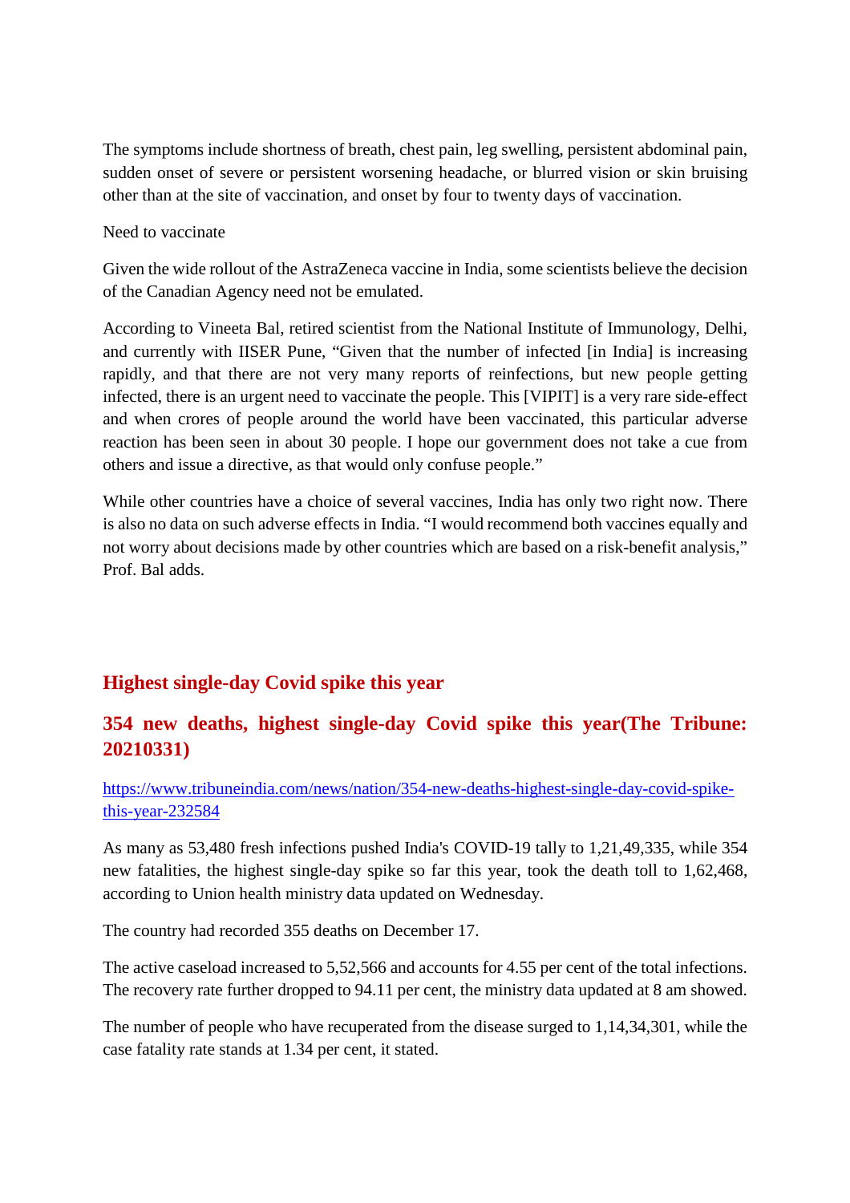The symptoms include shortness of breath, chest pain, leg swelling, persistent abdominal pain, sudden onset of severe or persistent worsening headache, or blurred vision or skin bruising other than at the site of vaccination, and onset by four to twenty days of vaccination.

Need to vaccinate

Given the wide rollout of the AstraZeneca vaccine in India, some scientists believe the decision of the Canadian Agency need not be emulated.

According to Vineeta Bal, retired scientist from the National Institute of Immunology, Delhi, and currently with IISER Pune, “Given that the number of infected [in India] is increasing rapidly, and that there are not very many reports of reinfections, but new people getting infected, there is an urgent need to vaccinate the people. This [VIPIT] is a very rare side-effect and when crores of people around the world have been vaccinated, this particular adverse reaction has been seen in about 30 people. I hope our government does not take a cue from others and issue a directive, as that would only confuse people.”

While other countries have a choice of several vaccines, India has only two right now. There is also no data on such adverse effects in India. “I would recommend both vaccines equally and not worry about decisions made by other countries which are based on a risk-benefit analysis,” Prof. Bal adds.

## Highest single-day Covid spike this year

### 354 new deaths, highest single-day Covid spike this year(The Tribune: 20210331)

https://www.tribuneindia.com/news/nation/354-new-deaths-highest-single-day-covid-spike-this-year-232584

As many as 53,480 fresh infections pushed India's COVID-19 tally to 1,21,49,335, while 354 new fatalities, the highest single-day spike so far this year, took the death toll to 1,62,468, according to Union health ministry data updated on Wednesday.

The country had recorded 355 deaths on December 17.

The active caseload increased to 5,52,566 and accounts for 4.55 per cent of the total infections. The recovery rate further dropped to 94.11 per cent, the ministry data updated at 8 am showed.

The number of people who have recuperated from the disease surged to 1,14,34,301, while the case fatality rate stands at 1.34 per cent, it stated.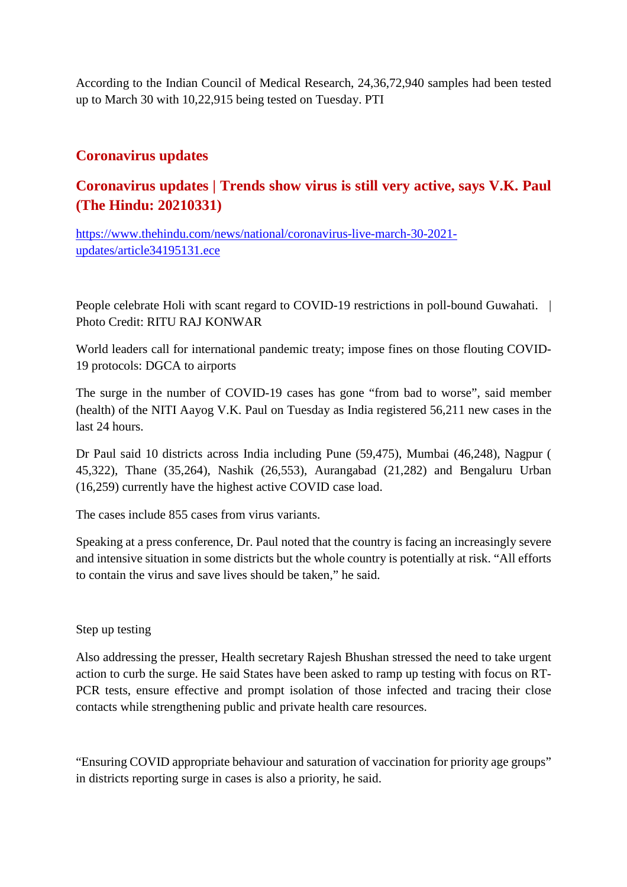According to the Indian Council of Medical Research, 24,36,72,940 samples had been tested up to March 30 with 10,22,915 being tested on Tuesday. PTI

## Coronavirus updates

## Coronavirus updates | Trends show virus is still very active, says V.K. Paul (The Hindu: 20210331)

https://www.thehindu.com/news/national/coronavirus-live-march-30-2021-updates/article34195131.ece

People celebrate Holi with scant regard to COVID-19 restrictions in poll-bound Guwahati. | Photo Credit: RITU RAJ KONWAR

World leaders call for international pandemic treaty; impose fines on those flouting COVID-19 protocols: DGCA to airports

The surge in the number of COVID-19 cases has gone "from bad to worse", said member (health) of the NITI Aayog V.K. Paul on Tuesday as India registered 56,211 new cases in the last 24 hours.

Dr Paul said 10 districts across India including Pune (59,475), Mumbai (46,248), Nagpur ( 45,322), Thane (35,264), Nashik (26,553), Aurangabad (21,282) and Bengaluru Urban (16,259) currently have the highest active COVID case load.

The cases include 855 cases from virus variants.

Speaking at a press conference, Dr. Paul noted that the country is facing an increasingly severe and intensive situation in some districts but the whole country is potentially at risk. "All efforts to contain the virus and save lives should be taken," he said.

Step up testing

Also addressing the presser, Health secretary Rajesh Bhushan stressed the need to take urgent action to curb the surge. He said States have been asked to ramp up testing with focus on RT-PCR tests, ensure effective and prompt isolation of those infected and tracing their close contacts while strengthening public and private health care resources.

"Ensuring COVID appropriate behaviour and saturation of vaccination for priority age groups" in districts reporting surge in cases is also a priority, he said.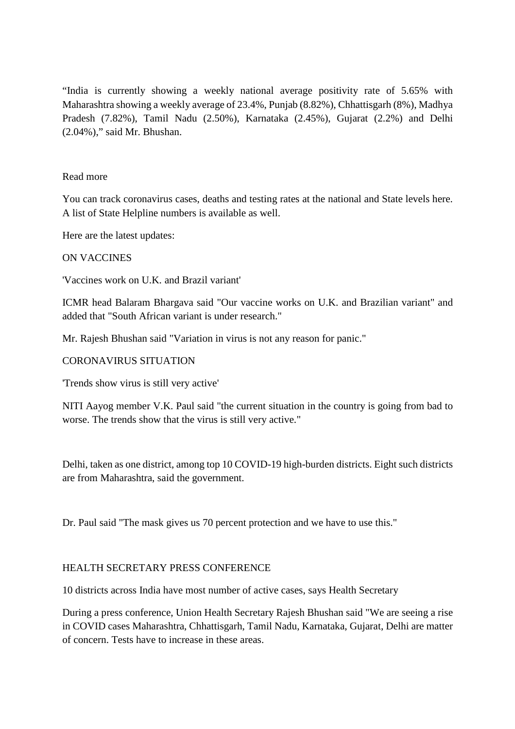"India is currently showing a weekly national average positivity rate of 5.65% with Maharashtra showing a weekly average of 23.4%, Punjab (8.82%), Chhattisgarh (8%), Madhya Pradesh (7.82%), Tamil Nadu (2.50%), Karnataka (2.45%), Gujarat (2.2%) and Delhi (2.04%)," said Mr. Bhushan.

Read more

You can track coronavirus cases, deaths and testing rates at the national and State levels here. A list of State Helpline numbers is available as well.

Here are the latest updates:

ON VACCINES

'Vaccines work on U.K. and Brazil variant'

ICMR head Balaram Bhargava said "Our vaccine works on U.K. and Brazilian variant" and added that "South African variant is under research."

Mr. Rajesh Bhushan said "Variation in virus is not any reason for panic."

CORONAVIRUS SITUATION

'Trends show virus is still very active'

NITI Aayog member V.K. Paul said "the current situation in the country is going from bad to worse. The trends show that the virus is still very active."

Delhi, taken as one district, among top 10 COVID-19 high-burden districts. Eight such districts are from Maharashtra, said the government.

Dr. Paul said "The mask gives us 70 percent protection and we have to use this."

HEALTH SECRETARY PRESS CONFERENCE

10 districts across India have most number of active cases, says Health Secretary

During a press conference, Union Health Secretary Rajesh Bhushan said "We are seeing a rise in COVID cases Maharashtra, Chhattisgarh, Tamil Nadu, Karnataka, Gujarat, Delhi are matter of concern. Tests have to increase in these areas.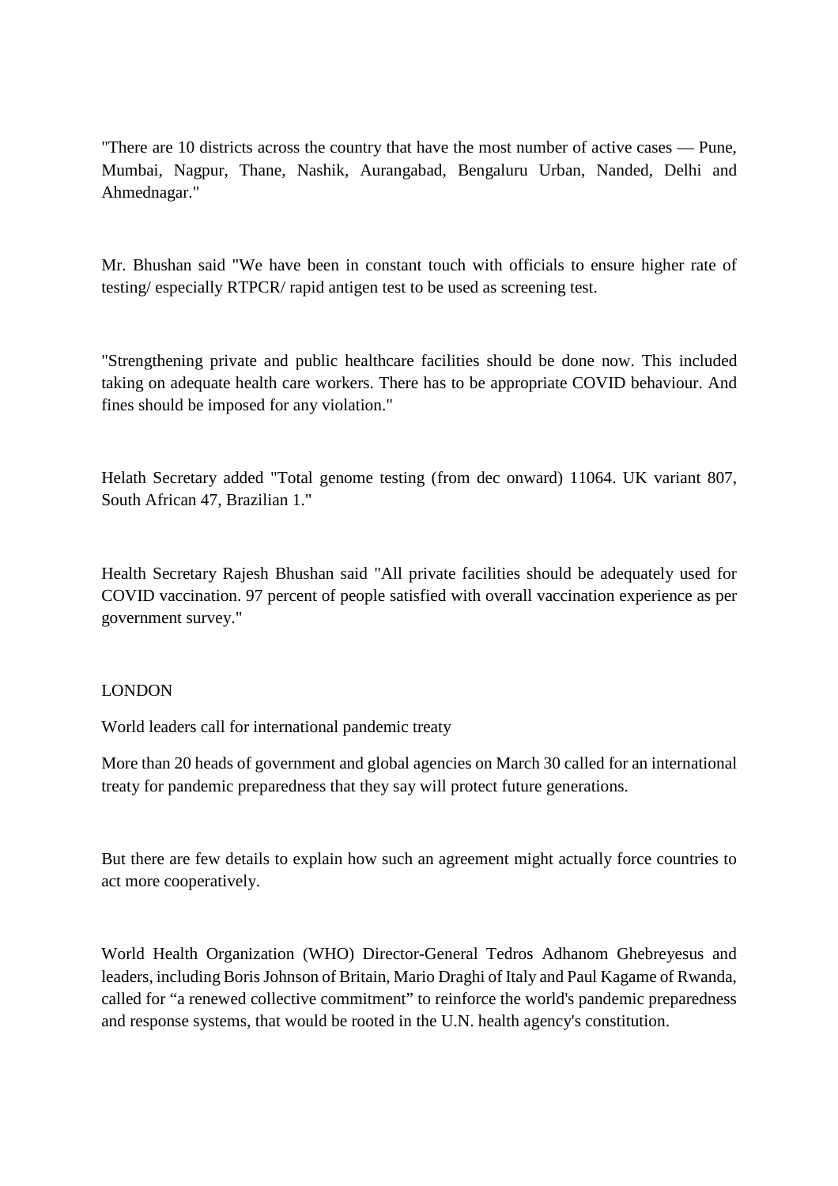"There are 10 districts across the country that have the most number of active cases — Pune, Mumbai, Nagpur, Thane, Nashik, Aurangabad, Bengaluru Urban, Nanded, Delhi and Ahmednagar."

Mr. Bhushan said "We have been in constant touch with officials to ensure higher rate of testing/ especially RTPCR/ rapid antigen test to be used as screening test.

"Strengthening private and public healthcare facilities should be done now. This included taking on adequate health care workers. There has to be appropriate COVID behaviour. And fines should be imposed for any violation."

Helath Secretary added "Total genome testing (from dec onward) 11064. UK variant 807, South African 47, Brazilian 1."

Health Secretary Rajesh Bhushan said "All private facilities should be adequately used for COVID vaccination. 97 percent of people satisfied with overall vaccination experience as per government survey."

LONDON

World leaders call for international pandemic treaty

More than 20 heads of government and global agencies on March 30 called for an international treaty for pandemic preparedness that they say will protect future generations.

But there are few details to explain how such an agreement might actually force countries to act more cooperatively.

World Health Organization (WHO) Director-General Tedros Adhanom Ghebreyesus and leaders, including Boris Johnson of Britain, Mario Draghi of Italy and Paul Kagame of Rwanda, called for "a renewed collective commitment" to reinforce the world's pandemic preparedness and response systems, that would be rooted in the U.N. health agency's constitution.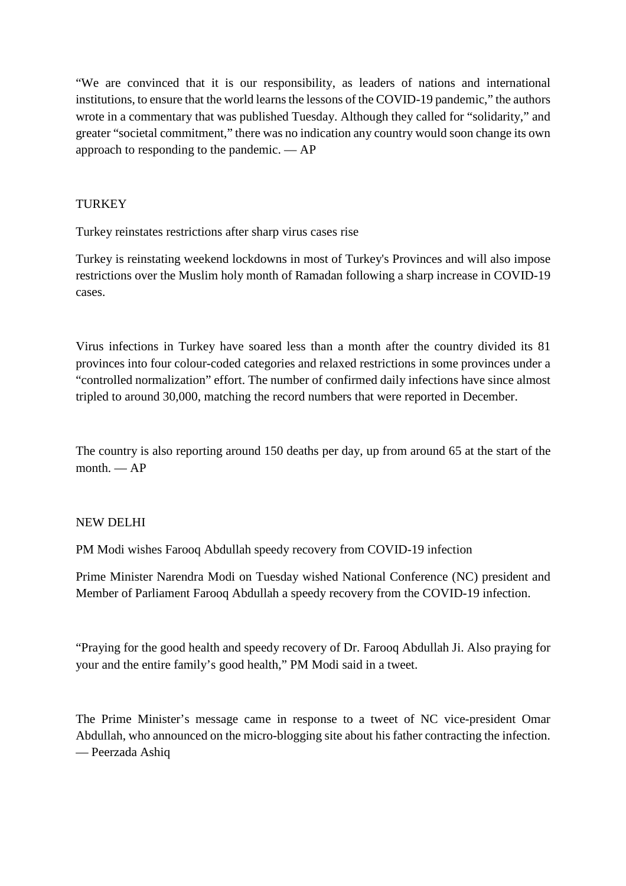“We are convinced that it is our responsibility, as leaders of nations and international institutions, to ensure that the world learns the lessons of the COVID-19 pandemic,” the authors wrote in a commentary that was published Tuesday. Although they called for “solidarity,” and greater “societal commitment,” there was no indication any country would soon change its own approach to responding to the pandemic. — AP

## TURKEY

### Turkey reinstates restrictions after sharp virus cases rise

Turkey is reinstating weekend lockdowns in most of Turkey's Provinces and will also impose restrictions over the Muslim holy month of Ramadan following a sharp increase in COVID-19 cases.

Virus infections in Turkey have soared less than a month after the country divided its 81 provinces into four colour-coded categories and relaxed restrictions in some provinces under a “controlled normalization” effort. The number of confirmed daily infections have since almost tripled to around 30,000, matching the record numbers that were reported in December.

The country is also reporting around 150 deaths per day, up from around 65 at the start of the month. — AP

## NEW DELHI

### PM Modi wishes Farooq Abdullah speedy recovery from COVID-19 infection

Prime Minister Narendra Modi on Tuesday wished National Conference (NC) president and Member of Parliament Farooq Abdullah a speedy recovery from the COVID-19 infection.

“Praying for the good health and speedy recovery of Dr. Farooq Abdullah Ji. Also praying for your and the entire family’s good health,” PM Modi said in a tweet.

The Prime Minister’s message came in response to a tweet of NC vice-president Omar Abdullah, who announced on the micro-blogging site about his father contracting the infection. — Peerzada Ashiq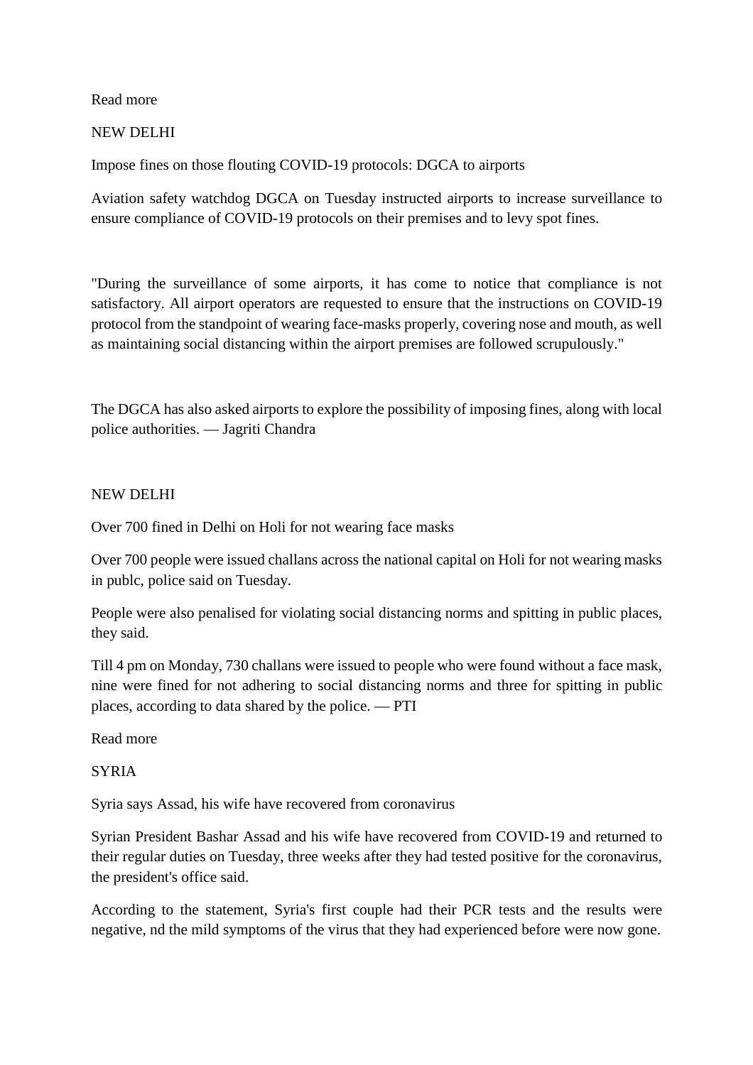Read more

NEW DELHI

## Impose fines on those flouting COVID-19 protocols: DGCA to airports

Aviation safety watchdog DGCA on Tuesday instructed airports to increase surveillance to ensure compliance of COVID-19 protocols on their premises and to levy spot fines.

"During the surveillance of some airports, it has come to notice that compliance is not satisfactory. All airport operators are requested to ensure that the instructions on COVID-19 protocol from the standpoint of wearing face-masks properly, covering nose and mouth, as well as maintaining social distancing within the airport premises are followed scrupulously."

The DGCA has also asked airports to explore the possibility of imposing fines, along with local police authorities. — Jagriti Chandra

NEW DELHI

## Over 700 fined in Delhi on Holi for not wearing face masks

Over 700 people were issued challans across the national capital on Holi for not wearing masks in publc, police said on Tuesday.

People were also penalised for violating social distancing norms and spitting in public places, they said.

Till 4 pm on Monday, 730 challans were issued to people who were found without a face mask, nine were fined for not adhering to social distancing norms and three for spitting in public places, according to data shared by the police. — PTI

Read more

SYRIA

## Syria says Assad, his wife have recovered from coronavirus

Syrian President Bashar Assad and his wife have recovered from COVID-19 and returned to their regular duties on Tuesday, three weeks after they had tested positive for the coronavirus, the president's office said.

According to the statement, Syria's first couple had their PCR tests and the results were negative, nd the mild symptoms of the virus that they had experienced before were now gone.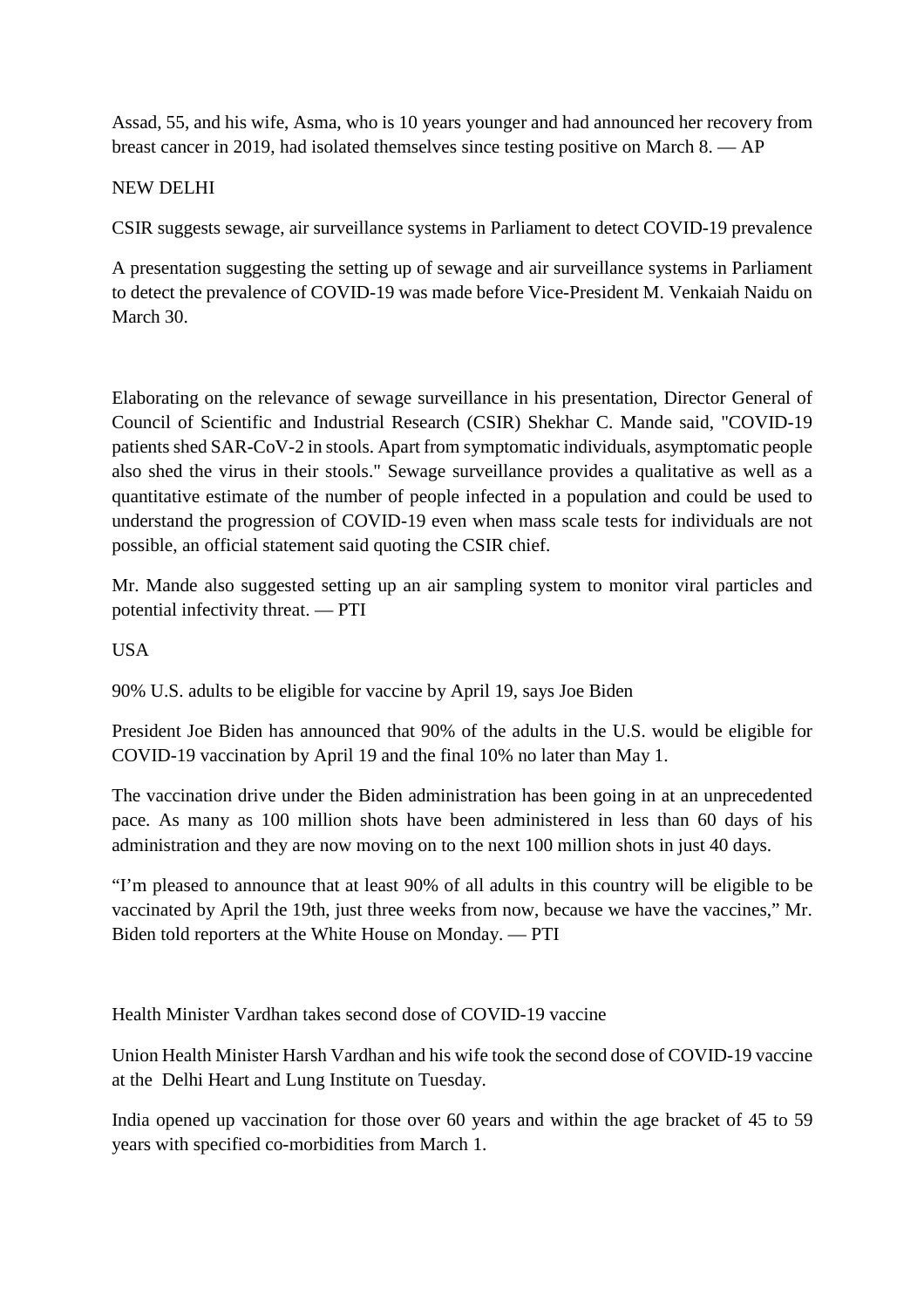Assad, 55, and his wife, Asma, who is 10 years younger and had announced her recovery from breast cancer in 2019, had isolated themselves since testing positive on March 8. — AP

NEW DELHI

CSIR suggests sewage, air surveillance systems in Parliament to detect COVID-19 prevalence

A presentation suggesting the setting up of sewage and air surveillance systems in Parliament to detect the prevalence of COVID-19 was made before Vice-President M. Venkaiah Naidu on March 30.

Elaborating on the relevance of sewage surveillance in his presentation, Director General of Council of Scientific and Industrial Research (CSIR) Shekhar C. Mande said, "COVID-19 patients shed SAR-CoV-2 in stools. Apart from symptomatic individuals, asymptomatic people also shed the virus in their stools." Sewage surveillance provides a qualitative as well as a quantitative estimate of the number of people infected in a population and could be used to understand the progression of COVID-19 even when mass scale tests for individuals are not possible, an official statement said quoting the CSIR chief.

Mr. Mande also suggested setting up an air sampling system to monitor viral particles and potential infectivity threat. — PTI

USA

90% U.S. adults to be eligible for vaccine by April 19, says Joe Biden

President Joe Biden has announced that 90% of the adults in the U.S. would be eligible for COVID-19 vaccination by April 19 and the final 10% no later than May 1.

The vaccination drive under the Biden administration has been going in at an unprecedented pace. As many as 100 million shots have been administered in less than 60 days of his administration and they are now moving on to the next 100 million shots in just 40 days.

"I'm pleased to announce that at least 90% of all adults in this country will be eligible to be vaccinated by April the 19th, just three weeks from now, because we have the vaccines," Mr. Biden told reporters at the White House on Monday. — PTI

Health Minister Vardhan takes second dose of COVID-19 vaccine

Union Health Minister Harsh Vardhan and his wife took the second dose of COVID-19 vaccine at the Delhi Heart and Lung Institute on Tuesday.

India opened up vaccination for those over 60 years and within the age bracket of 45 to 59 years with specified co-morbidities from March 1.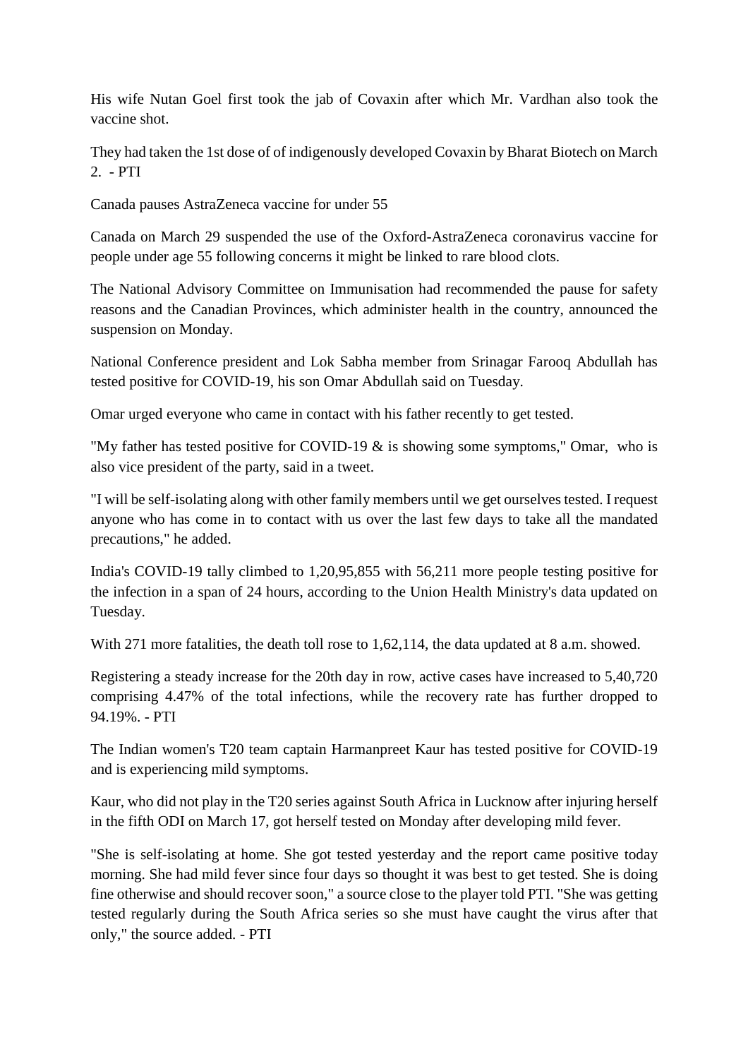His wife Nutan Goel first took the jab of Covaxin after which Mr. Vardhan also took the vaccine shot.

They had taken the 1st dose of of indigenously developed Covaxin by Bharat Biotech on March 2. - PTI

Canada pauses AstraZeneca vaccine for under 55

Canada on March 29 suspended the use of the Oxford-AstraZeneca coronavirus vaccine for people under age 55 following concerns it might be linked to rare blood clots.

The National Advisory Committee on Immunisation had recommended the pause for safety reasons and the Canadian Provinces, which administer health in the country, announced the suspension on Monday.

National Conference president and Lok Sabha member from Srinagar Farooq Abdullah has tested positive for COVID-19, his son Omar Abdullah said on Tuesday.

Omar urged everyone who came in contact with his father recently to get tested.

"My father has tested positive for COVID-19 & is showing some symptoms," Omar, who is also vice president of the party, said in a tweet.

"I will be self-isolating along with other family members until we get ourselves tested. I request anyone who has come in to contact with us over the last few days to take all the mandated precautions," he added.

India's COVID-19 tally climbed to 1,20,95,855 with 56,211 more people testing positive for the infection in a span of 24 hours, according to the Union Health Ministry's data updated on Tuesday.

With 271 more fatalities, the death toll rose to 1,62,114, the data updated at 8 a.m. showed.

Registering a steady increase for the 20th day in row, active cases have increased to 5,40,720 comprising 4.47% of the total infections, while the recovery rate has further dropped to 94.19%. - PTI

The Indian women's T20 team captain Harmanpreet Kaur has tested positive for COVID-19 and is experiencing mild symptoms.

Kaur, who did not play in the T20 series against South Africa in Lucknow after injuring herself in the fifth ODI on March 17, got herself tested on Monday after developing mild fever.

"She is self-isolating at home. She got tested yesterday and the report came positive today morning. She had mild fever since four days so thought it was best to get tested. She is doing fine otherwise and should recover soon," a source close to the player told PTI. "She was getting tested regularly during the South Africa series so she must have caught the virus after that only," the source added. - PTI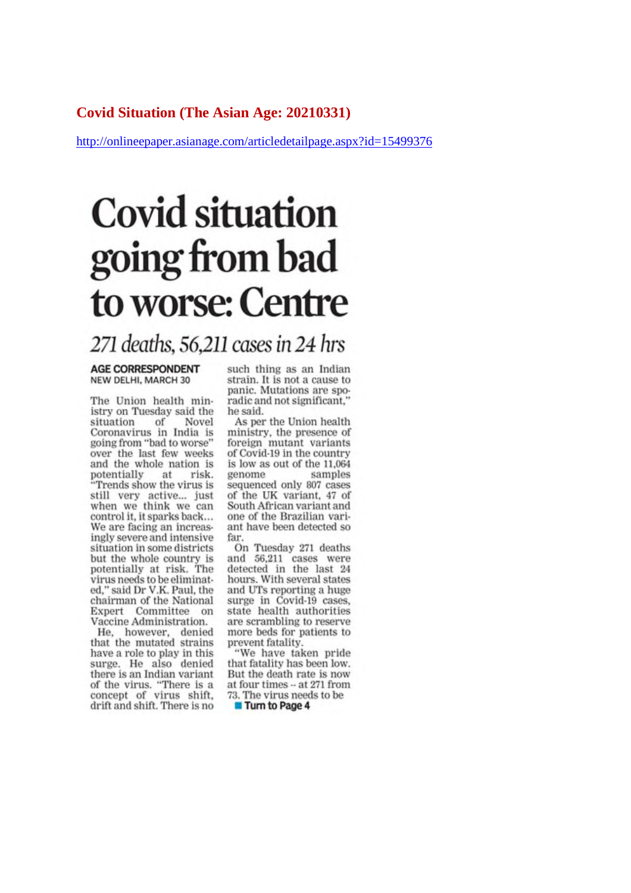## Covid Situation (The Asian Age: 20210331)

http://onlineepaper.asianage.com/articledetailpage.aspx?id=15499376

# Covid situation going from bad to worse: Centre

## *271 deaths, 56,211 cases in 24 hrs*

**AGE CORRESPONDENT**
NEW DELHI, MARCH 30

The Union health ministry on Tuesday said the situation of Novel Coronavirus in India is going from "bad to worse" over the last few weeks and the whole nation is potentially at risk. "Trends show the virus is still very active... just when we think we can control it, it sparks back... We are facing an increasingly severe and intensive situation in some districts but the whole country is potentially at risk. The virus needs to be eliminated," said Dr V.K. Paul, the chairman of the National Expert Committee on Vaccine Administration.

He, however, denied that the mutated strains have a role to play in this surge. He also denied there is an Indian variant of the virus. "There is a concept of virus shift, drift and shift. There is no such thing as an Indian strain. It is not a cause to panic. Mutations are sporadic and not significant," he said.

As per the Union health ministry, the presence of foreign mutant variants of Covid-19 in the country is low as out of the 11,064 genome samples sequenced only 807 cases of the UK variant, 47 of South African variant and one of the Brazilian variant have been detected so far.

On Tuesday 271 deaths and 56,211 cases were detected in the last 24 hours. With several states and UTs reporting a huge surge in Covid-19 cases, state health authorities are scrambling to reserve more beds for patients to prevent fatality.

"We have taken pride that fatality has been low. But the death rate is now at four times -- at 271 from 73. The virus needs to be

**Turn to Page 4**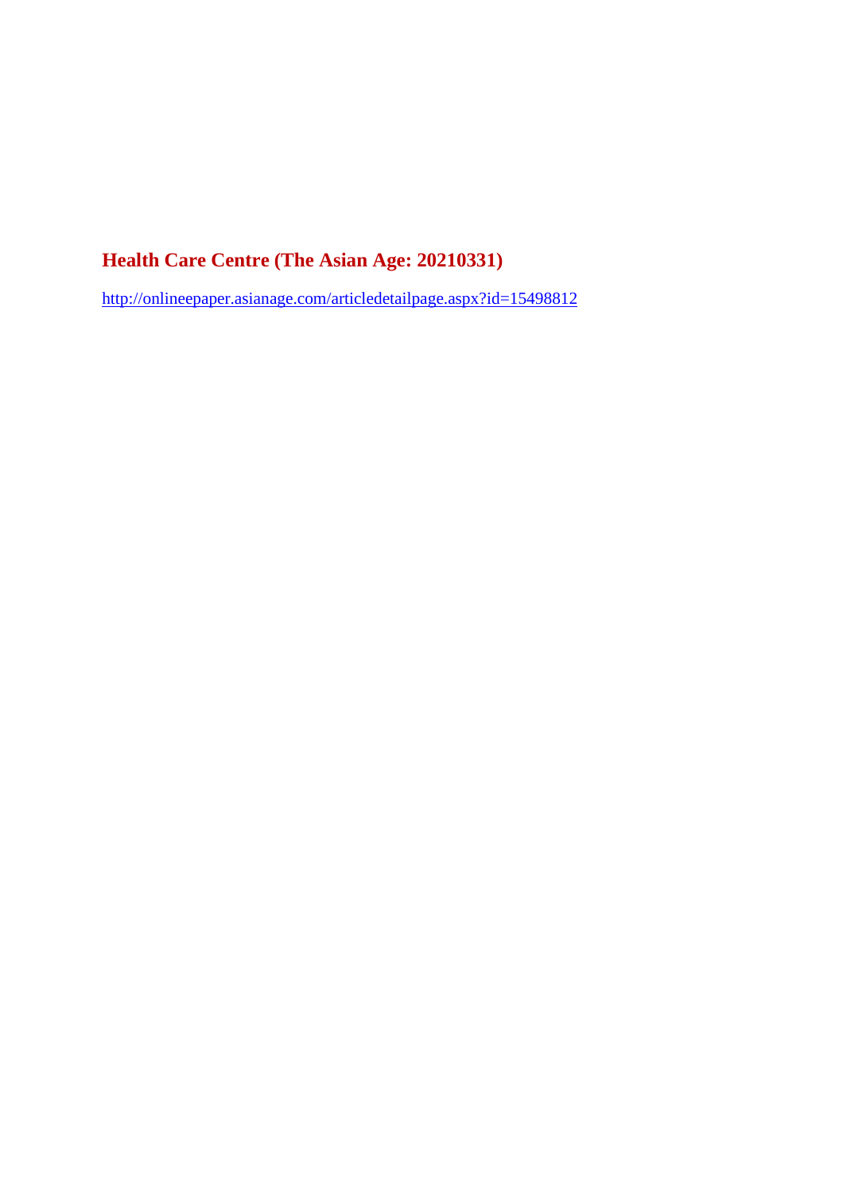## Health Care Centre (The Asian Age: 20210331)

http://onlineepaper.asianage.com/articledetailpage.aspx?id=15498812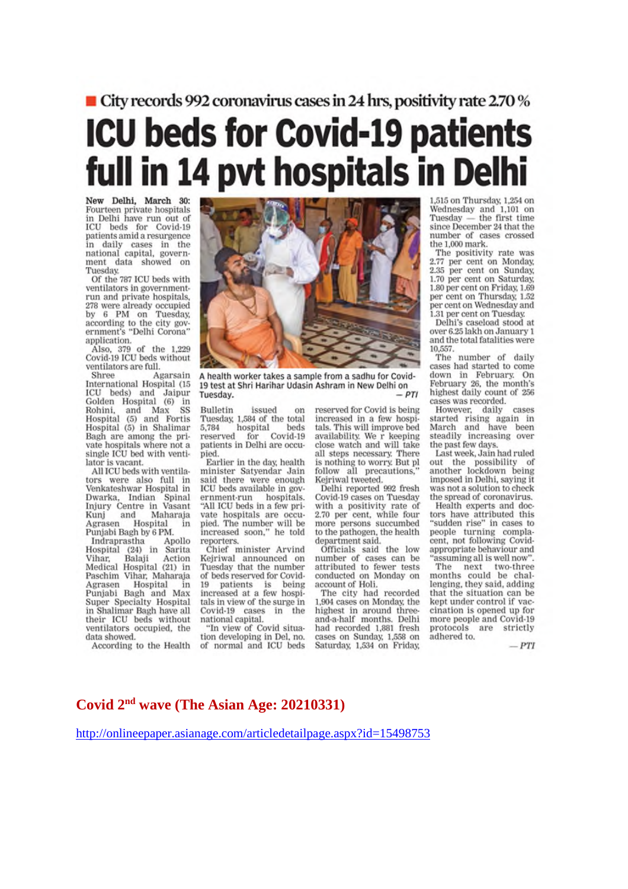■ City records 992 coronavirus cases in 24 hrs, positivity rate 2.70 %

# ICU beds for Covid-19 patients full in 14 pvt hospitals in Delhi

**New Delhi, March 30:** Fourteen private hospitals in Delhi have run out of ICU beds for Covid-19 patients amid a resurgence in daily cases in the national capital, government data showed on Tuesday.

Of the 787 ICU beds with ventilators in government-run and private hospitals, 278 were already occupied by 6 PM on Tuesday, according to the city government's "Delhi Corona" application.

Also, 379 of the 1,229 Covid-19 ICU beds without ventilators are full.

Shree Agarsain International Hospital (15 ICU beds) and Jaipur Golden Hospital (6) in Rohini, and Max SS Hospital (5) and Fortis Hospital (5) in Shalimar Bagh are among the private hospitals where not a single ICU bed with ventilator is vacant.

All ICU beds with ventilators were also full in Venkateshwar Hospital in Dwarka, Indian Spinal Injury Centre in Vasant Kunj and Maharaja Agrasen Hospital in Punjabi Bagh by 6 PM.

Indraprastha Apollo Hospital (24) in Sarita Vihar, Balaji Action Medical Hospital (21) in Paschim Vihar, Maharaja Agrasen Hospital in Punjabi Bagh and Max Super Specialty Hospital in Shalimar Bagh have all their ICU beds without ventilators occupied, the data showed.

A health worker takes a sample from a sadhu for Covid-19 test at Shri Harihar Udasin Ashram in New Delhi on Tuesday. — PTI

According to the Health Bulletin issued on Tuesday, 1,584 of the total 5,784 hospital beds reserved for Covid-19 patients in Delhi are occupied.

Earlier in the day, health minister Satyendar Jain said there were enough ICU beds available in government-run hospitals. "All ICU beds in a few private hospitals are occupied. The number will be increased soon," he told reporters.

Chief minister Arvind Kejriwal announced on Tuesday that the number of beds reserved for Covid-19 patients is being increased at a few hospitals in view of the surge in Covid-19 cases in the national capital.

"In view of Covid situation developing in Del, no. of normal and ICU beds reserved for Covid is being increased in a few hospitals. This will improve bed availability. We r keeping close watch and will take all steps necessary. There is nothing to worry. But pl follow all precautions," Kejriwal tweeted.

Delhi reported 992 fresh Covid-19 cases on Tuesday with a positivity rate of 2.70 per cent, while four more persons succumbed to the pathogen, the health department said.

Officials said the low number of cases can be attributed to fewer tests conducted on Monday on account of Holi.

The city had recorded 1,904 cases on Monday, the highest in around three-and-a-half months. Delhi had recorded 1,881 fresh cases on Sunday, 1,558 on Saturday, 1,534 on Friday, 1,515 on Thursday, 1,254 on Wednesday and 1,101 on Tuesday — the first time since December 24 that the number of cases crossed the 1,000 mark.

The positivity rate was 2.77 per cent on Monday, 2.35 per cent on Sunday, 1.70 per cent on Saturday, 1.80 per cent on Friday, 1.69 per cent on Thursday, 1.52 per cent on Wednesday and 1.31 per cent on Tuesday.

Delhi's caseload stood at over 6.25 lakh on January 1 and the total fatalities were 10,557.

The number of daily cases had started to come down in February. On February 26, the month's highest daily count of 256 cases was recorded.

However, daily cases started rising again in March and have been steadily increasing over the past few days.

Last week, Jain had ruled out the possibility of another lockdown being imposed in Delhi, saying it was not a solution to check the spread of coronavirus.

Health experts and doctors have attributed this "sudden rise" in cases to people turning complacent, not following Covid-appropriate behaviour and "assuming all is well now".

The next two-three months could be challenging, they said, adding that the situation can be kept under control if vaccination is opened up for more people and Covid-19 protocols are strictly adhered to.

— PTI

## Covid 2nd wave (The Asian Age: 20210331)

http://onlineepaper.asianage.com/articledetailpage.aspx?id=15498753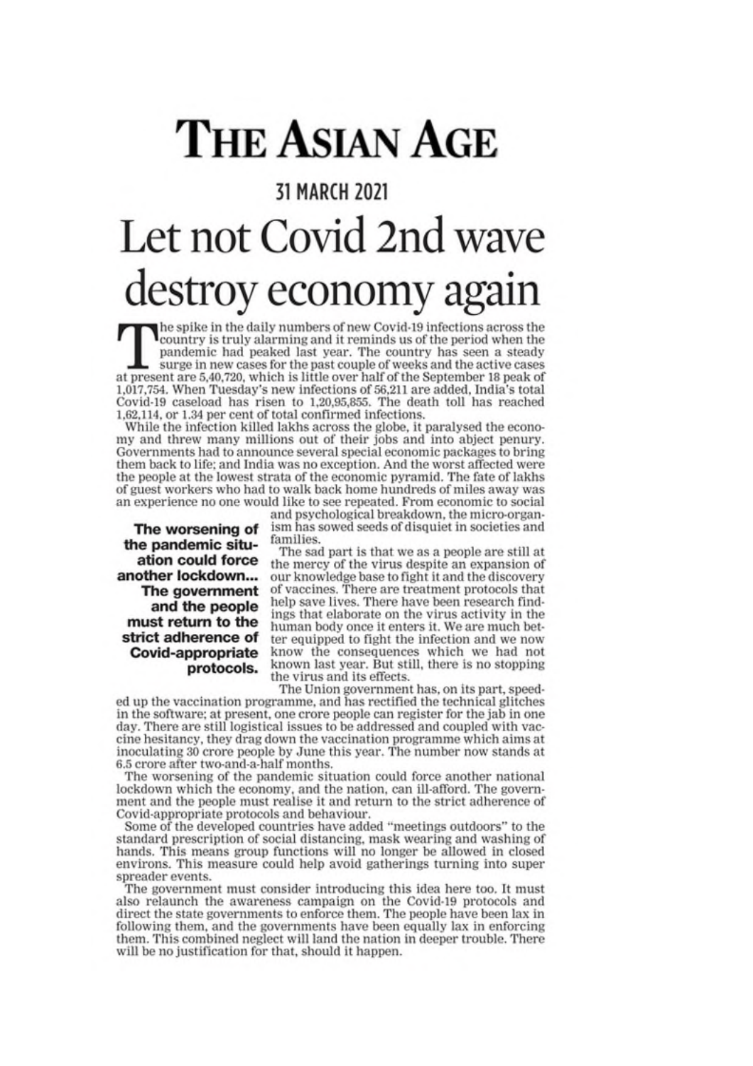# THE ASIAN AGE

## 31 MARCH 2021

# Let not Covid 2nd wave destroy economy again

The spike in the daily numbers of new Covid-19 infections across the country is truly alarming and it reminds us of the period when the pandemic had peaked last year. The country has seen a steady surge in new cases for the past couple of weeks and the active cases at present are 5,40,720, which is little over half of the September 18 peak of 1,017,754. When Tuesday's new infections of 56,211 are added, India's total Covid-19 caseload has risen to 1,20,95,855. The death toll has reached 1,62,114, or 1.34 per cent of total confirmed infections.

While the infection killed lakhs across the globe, it paralysed the economy and threw many millions out of their jobs and into abject penury. Governments had to announce several special economic packages to bring them back to life; and India was no exception. And the worst affected were the people at the lowest strata of the economic pyramid. The fate of lakhs of guest workers who had to walk back home hundreds of miles away was an experience no one would like to see repeated. From economic to social and psychological breakdown, the micro-organism has sowed seeds of disquiet in societies and families.

**The worsening of the pandemic situation could force another lockdown... The government and the people must return to the strict adherence of Covid-appropriate protocols.**

The sad part is that we as a people are still at the mercy of the virus despite an expansion of our knowledge base to fight it and the discovery of vaccines. There are treatment protocols that help save lives. There have been research findings that elaborate on the virus activity in the human body once it enters it. We are much better equipped to fight the infection and we now know the consequences which we had not known last year. But still, there is no stopping the virus and its effects.

The Union government has, on its part, speeded up the vaccination programme, and has rectified the technical glitches in the software; at present, one crore people can register for the jab in one day. There are still logistical issues to be addressed and coupled with vaccine hesitancy, they drag down the vaccination programme which aims at inoculating 30 crore people by June this year. The number now stands at 6.5 crore after two-and-a-half months.

The worsening of the pandemic situation could force another national lockdown which the economy, and the nation, can ill-afford. The government and the people must realise it and return to the strict adherence of Covid-appropriate protocols and behaviour.

Some of the developed countries have added "meetings outdoors" to the standard prescription of social distancing, mask wearing and washing of hands. This means group functions will no longer be allowed in closed environs. This measure could help avoid gatherings turning into super spreader events.

The government must consider introducing this idea here too. It must also relaunch the awareness campaign on the Covid-19 protocols and direct the state governments to enforce them. The people have been lax in following them, and the governments have been equally lax in enforcing them. This combined neglect will land the nation in deeper trouble. There will be no justification for that, should it happen.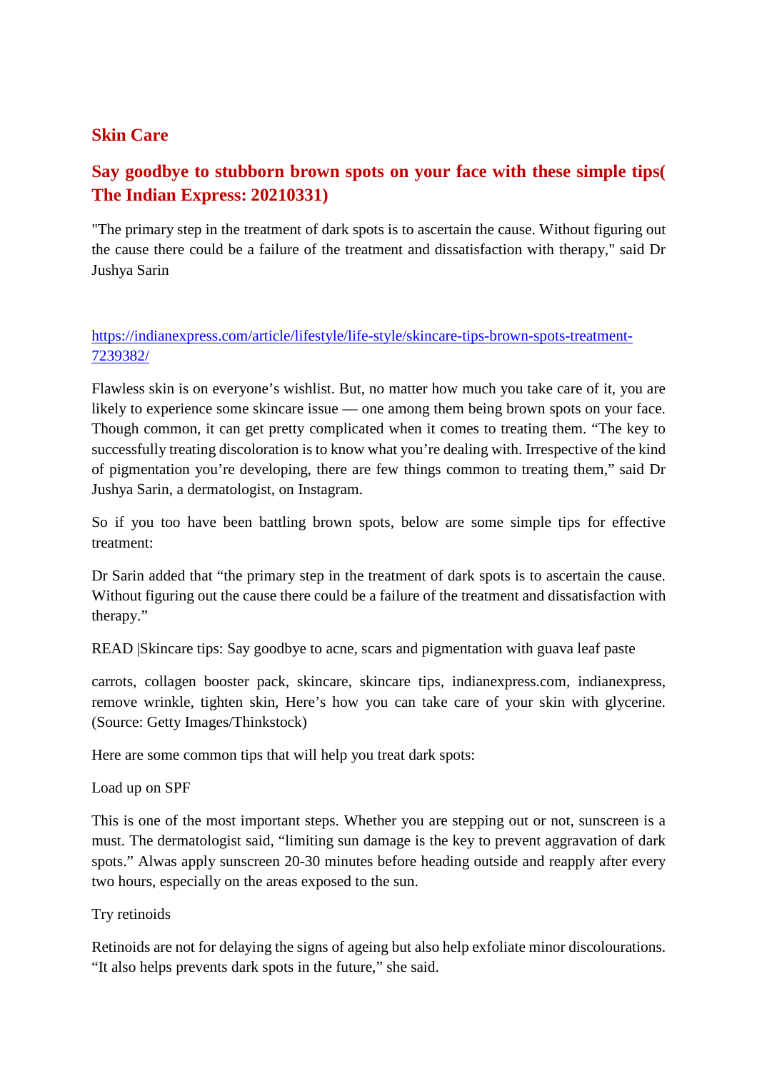## Skin Care

## Say goodbye to stubborn brown spots on your face with these simple tips( The Indian Express: 20210331)

"The primary step in the treatment of dark spots is to ascertain the cause. Without figuring out the cause there could be a failure of the treatment and dissatisfaction with therapy," said Dr Jushya Sarin

https://indianexpress.com/article/lifestyle/life-style/skincare-tips-brown-spots-treatment-7239382/

Flawless skin is on everyone's wishlist. But, no matter how much you take care of it, you are likely to experience some skincare issue — one among them being brown spots on your face. Though common, it can get pretty complicated when it comes to treating them. "The key to successfully treating discoloration is to know what you're dealing with. Irrespective of the kind of pigmentation you're developing, there are few things common to treating them," said Dr Jushya Sarin, a dermatologist, on Instagram.

So if you too have been battling brown spots, below are some simple tips for effective treatment:

Dr Sarin added that "the primary step in the treatment of dark spots is to ascertain the cause. Without figuring out the cause there could be a failure of the treatment and dissatisfaction with therapy."

READ |Skincare tips: Say goodbye to acne, scars and pigmentation with guava leaf paste

carrots, collagen booster pack, skincare, skincare tips, indianexpress.com, indianexpress, remove wrinkle, tighten skin, Here's how you can take care of your skin with glycerine. (Source: Getty Images/Thinkstock)

Here are some common tips that will help you treat dark spots:

Load up on SPF

This is one of the most important steps. Whether you are stepping out or not, sunscreen is a must. The dermatologist said, "limiting sun damage is the key to prevent aggravation of dark spots." Alwas apply sunscreen 20-30 minutes before heading outside and reapply after every two hours, especially on the areas exposed to the sun.

Try retinoids

Retinoids are not for delaying the signs of ageing but also help exfoliate minor discolourations. "It also helps prevents dark spots in the future," she said.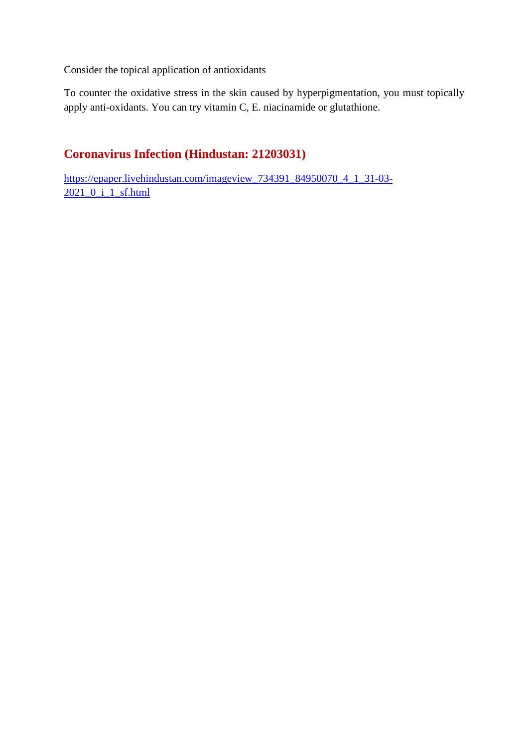Consider the topical application of antioxidants

To counter the oxidative stress in the skin caused by hyperpigmentation, you must topically apply anti-oxidants. You can try vitamin C, E. niacinamide or glutathione.

## Coronavirus Infection (Hindustan: 21203031)

https://epaper.livehindustan.com/imageview_734391_84950070_4_1_31-03-2021_0_i_1_sf.html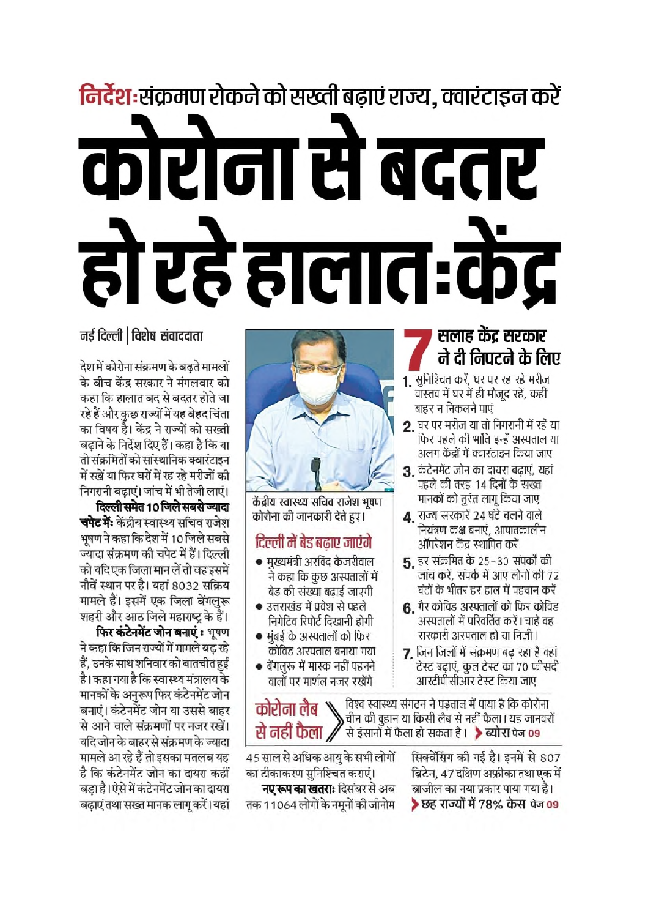## निर्देशः संक्रमण रोकने को सख्ती बढ़ाएं राज्य, क्वारंटाइन करें

# कोरोना से बदतर हो रहे हालातःकेंद्र

नई दिल्ली | विशेष संवाददाता

देश में कोरोना संक्रमण के बढ़ते मामलों के बीच केंद्र सरकार ने मंगलवार को कहा कि हालात बद से बदतर होते जा रहे हैं और कुछ राज्यों में यह बेहद चिंता का विषय है। केंद्र ने राज्यों को सख्ती बढ़ाने के निर्देश दिए हैं। कहा है कि या तो संक्रमितों को सांस्थानिक क्वारंटाइन में रखें या फिर घरों में रह रहे मरीजों की निगरानी बढ़ाएं। जांच में भी तेजी लाएं।

**दिल्ली समेत 10 जिले सबसे ज्यादा चपेट में:** केंद्रीय स्वास्थ्य सचिव राजेश भूषण ने कहा कि देश में 10 जिले सबसे ज्यादा संक्रमण की चपेट में हैं। दिल्ली को यदि एक जिला मान लें तो वह इसमें नौवें स्थान पर है। यहां 8032 सक्रिय मामले हैं। इसमें एक जिला बेंगलुरू शहरी और आठ जिले महाराष्ट्र के हैं।

**फिर कंटेनमेंट जोन बनाएं :** भूषण ने कहा कि जिन राज्यों में मामले बढ़ रहे हैं, उनके साथ शनिवार को बातचीत हुई है। कहा गया है कि स्वास्थ्य मंत्रालय के मानकों के अनुरूप फिर कंटेनमेंट जोन बनाएं। कंटेनमेंट जोन या उससे बाहर से आने वाले संक्रमणों पर नजर रखें। यदि जोन के बाहर से संक्रमण के ज्यादा मामले आ रहे हैं तो इसका मतलब यह है कि कंटेनमेंट जोन का दायरा कहीं बड़ा है। ऐसे में कंटेनमेंट जोन का दायरा बढ़ाएं तथा सख्त मानक लागू करें। यहां 45 साल से अधिक आयु के सभी लोगों का टीकाकरण सुनिश्चित कराएं।

**नए रूप का खतराः** दिसंबर से अब तक 11064 लोगों के नमूनों की जीनोम सिक्वेंसिंग की गई है। इनमें से 807 ब्रिटेन, 47 दक्षिण अफ्रीका तथा एक में ब्राजील का नया प्रकार पाया गया है।

> छह राज्यों में 78% केस पेज 09

केंद्रीय स्वास्थ्य सचिव राजेश भूषण कोरोना की जानकारी देते हुए।

### दिल्ली में बेड बढ़ाए जाएंगे

- मुख्यमंत्री अरविंद केजरीवाल ने कहा कि कुछ अस्पतालों में बेड की संख्या बढ़ाई जाएगी
- उत्तराखंड में प्रवेश से पहले निगेटिव रिपोर्ट दिखानी होगी
- मुंबई के अस्पतालों को फिर कोविड अस्पताल बनाया गया
- बेंगलुरू में मास्क नहीं पहनने वालों पर मार्शल नजर रखेंगे

### 7 सलाह केंद्र सरकार ने दी निपटने के लिए

1. सुनिश्चित करें, घर पर रह रहे मरीज वास्तव में घर में ही मौजूद रहें, कहीं बाहर न निकलने पाएं
2. घर पर मरीज या तो निगरानी में रहें या फिर पहले की भांति इन्हें अस्पताल या अलग केंद्रों में क्वारंटाइन किया जाए
3. कंटेनमेंट जोन का दायरा बढ़ाएं, यहां पहले की तरह 14 दिनों के सख्त मानकों को तुरंत लागू किया जाए
4. राज्य सरकारें 24 घंटे चलने वाले नियंत्रण कक्ष बनाएं, आपातकालीन ऑपरेशन केंद्र स्थापित करें
5. हर संक्रमित के 25-30 संपर्कों की जांच करें, संपर्क में आए लोगों की 72 घंटों के भीतर हर हाल में पहचान करें
6. गैर कोविड अस्पतालों को फिर कोविड अस्पतालों में परिवर्तित करें। चाहे वह सरकारी अस्पताल हों या निजी।
7. जिन जिलों में संक्रमण बढ़ रहा है वहां टेस्ट बढ़ाएं, कुल टेस्ट का 70 फीसदी आरटीपीसीआर टेस्ट किया जाए

### कोरोना लैब से नहीं फैला

विश्व स्वास्थ्य संगठन ने पड़ताल में पाया है कि कोरोना चीन की वुहान या किसी लैब से नहीं फैला। यह जानवरों से इंसानों में फैला हो सकता है। > ब्योरा पेज 09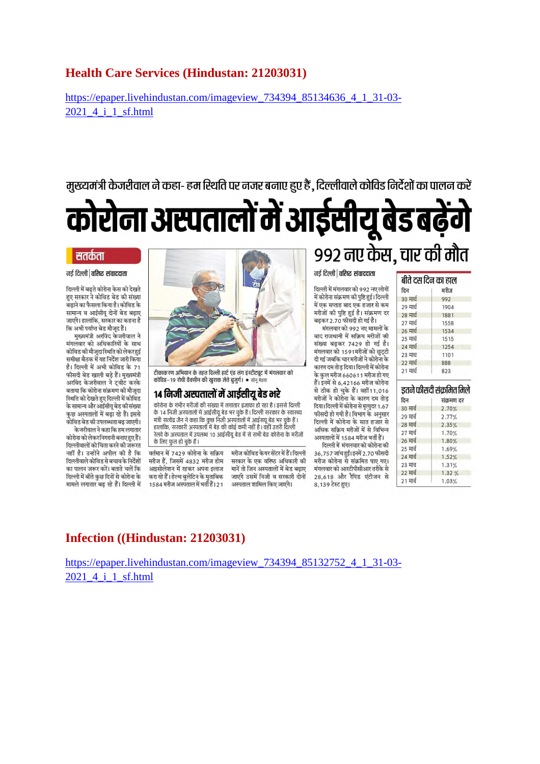## Health Care Services (Hindustan: 21203031)

https://epaper.livehindustan.com/imageview_734394_85134636_4_1_31-03-2021_4_i_1_sf.html

मुख्यमंत्री केजरीवाल ने कहा- हम स्थिति पर नजर बनाए हुए हैं, दिल्लीवाले कोविड निर्देशों का पालन करें

# कोरोना अस्पतालों में आईसीयू बेड बढ़ेंगे

**सतर्कता**

नई दिल्ली | वरिष्ठ संवाददाता

दिल्ली में बढ़ते कोरोना केस को देखते हुए सरकार ने कोविड बेड की संख्या बढ़ाने का फैसला किया है। कोविड के सामान्य व आईसीयू दोनों बेड बढ़ाए जाएंगे। हालांकि, सरकार का कहना है कि अभी पर्याप्त बेड मौजूद हैं।

मुख्यमंत्री अरविंद केजरीवाल ने मंगलवार को अधिकारियों के साथ कोविड की मौजूदा स्थिति को लेकर हुई समीक्षा बैठक में यह निर्देश जारी किया है। दिल्ली में अभी कोविड के 71 फीसदी बेड खाली पड़े हैं। मुख्यमंत्री अरविंद केजरीवाल ने ट्वीट करके बताया कि कोरोना संक्रमण की मौजूदा स्थिति को देखते हुए दिल्ली में कोविड के सामान्य और आईसीयू बेड की संख्या कुछ अस्पतालों में बढ़ा रहे हैं। इससे कोविड बेड की उपलब्धता बढ़ जाएगी।

केजरीवाल ने कहा कि हम लगातार कोरोना को लेकर निगरानी बनाए हुए हैं। दिल्लीवालों को चिंता करने की जरूरत नहीं है। उन्होंने अपील की है कि दिल्लीवाले कोविड से बचाव के निर्देशों का पालन जरूर करें। बताते चलें कि दिल्ली में बीते कुछ दिनों से कोरोना के मामले लगातार बढ़ रहे हैं। दिल्ली में

टीकाकरण अभियान के तहत दिल्ली हार्ट एंड लंग इंस्टीट्यूट में मंगलवार को कोविड-19 रोधी वैक्सीन की खुराक लेते बुजुर्ग। • सोनू मेहता

### 14 निजी अस्पतालों में आईसीयू बेड भरे

कोरोना के गंभीर मरीजों की संख्या में लगातार इजाफा हो रहा है। इससे दिल्ली के 14 निजी अस्पतालों में आईसीयू बेड भर चुके हैं। दिल्ली सरकार के स्वास्थ्य मंत्री सत्येंद्र जैन ने कहा कि कुछ निजी अस्पतालों में आईसयू बेड भर चुके हैं। हालांकि, सरकारी अस्पतालों में बेड की कोई कमी नहीं है। वहीं उत्तरी दिल्ली रेलवे के अस्पताल में उपलब्ध 10 आईसीयू बेड में से सभी बेड कोरोना के मरीजों के लिए फुल हो चुके हैं।

वर्तमान में 7429 कोरोना के सक्रिय मरीज हैं, जिसमें 4832 मरीज होम आइसोलेशन में रहकर अपना इलाज करा रहे हैं। हेल्थ बुलेटिन के मुताबिक 1584 मरीज अस्पताल में भर्ती हैं। 121 मरीज कोविड केयर सेंटर में हैं। दिल्ली सरकार के एक वरिष्ठ अधिकारी की मानें तो जिन अस्पतालों में बेड बढ़ाए जाएंगे उसमें निजी व सरकारी दोनों अस्पताल शामिल किए जाएंगे।

## 992 नए केस, चार की मौत

नई दिल्ली | वरिष्ठ संवाददाता

दिल्ली में मंगलवार को 992 नए लोगों में कोरोना संक्रमण की पुष्टि हुई। दिल्ली में एक सप्ताह बाद एक हजार से कम मरीजों की पुष्टि हुई है। संक्रमण दर बढ़कर 2.70 फीसदी हो गई है।

मंगलवार को 992 नए मामलों के बाद राजधानी में सक्रिय मरीजों की संख्या बढ़कर 7429 हो गई है। मंगलवार को 1591 मरीजों को छुट्टी दी गई जबकि चार मरीजों ने कोरोना के कारण दम तोड़ दिया। दिल्ली में कोरोना के कुल मरीज 660611 मरीज हो गए हैं। इनमें से 6,42166 मरीज कोरोना से ठीक हो चुके हैं। वहीं 11,016 मरीजों ने कोरोना के कारण दम तोड़ दिया। दिल्ली में कोरोना से मृत्युदर 1.67 फीसदी हो गयी है। विभाग के अनुसार दिल्ली में कोरोना के सात हजार से अधिक सक्रिय मरीजों में से विभिन्न अस्पतालों में 1584 मरीज भर्ती हैं।

दिल्ली में मंगलवार को कोरोना की 36,757 जांच हुई। इनमें 2.70 फीसदी मरीज कोरोना से संक्रमित पाए गए। मंगलवार को आरटीपीसीआर तरीके से 28,618 और रैपिड एंटीजन से 8,139 टेस्ट हुए।

**बीते दस दिन का हाल**

| दिन | मरीज |
|---|---|
| 30 मार्च | 992 |
| 29 मार्च | 1904 |
| 28 मार्च | 1881 |
| 27 मार्च | 1558 |
| 26 मार्च | 1534 |
| 25 मार्च | 1515 |
| 24 मार्च | 1254 |
| 23 माच | 1101 |
| 22 मार्च | 888 |
| 21 मार्च | 823 |

**इतने फीसदी संक्रमित मिले**

| दिन | संक्रमण दर |
|---|---|
| 30 मार्च | 2.70% |
| 29 मार्च | 2.77% |
| 28 मार्च | 2.35% |
| 27 मार्च | 1.70% |
| 26 मार्च | 1.80% |
| 25 मार्च | 1.69% |
| 24 मार्च | 1.52% |
| 23 माच | 1.31% |
| 22 मार्च | 1.32 % |
| 21 मार्च | 1.03% |

## Infection ((Hindustan: 21203031)

https://epaper.livehindustan.com/imageview_734394_85132752_4_1_31-03-2021_4_i_1_sf.html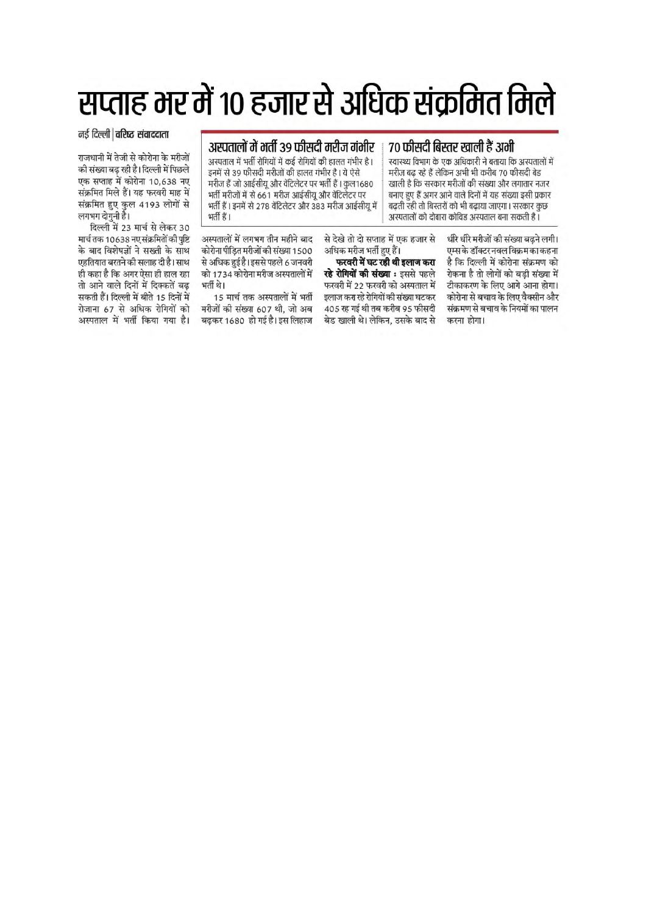# सप्ताह भर में 10 हजार से अधिक संक्रमित मिले

**नई दिल्ली | वरिष्ठ संवाददाता**

राजधानी में तेजी से कोरोना के मरीजों की संख्या बढ़ रही है। दिल्ली में पिछले एक सप्ताह में कोरोना 10,638 नए संक्रमित मिले हैं। यह फरवरी माह में संक्रमित हुए कुल 4193 लोगों से लगभग दोगुनी है।

दिल्ली में 23 मार्च से लेकर 30 मार्च तक 10638 नए संक्रमितों की पुष्टि के बाद विशेषज्ञों ने सख्ती के साथ एहतियात बरतने की सलाह दी है। साथ ही कहा है कि अगर ऐसा ही हाल रहा तो आने वाले दिनों में दिक्कतें बढ़ सकती हैं। दिल्ली में बीते 15 दिनों में रोजाना 67 से अधिक रोगियों को अस्पताल में भर्ती किया गया है।

## अस्पतालों में भर्ती 39 फीसदी मरीज गंभीर

अस्पताल में भर्ती रोगियों में कई रोगियों की हालत गंभीर है। इनमें से 39 फीसदी मरीजों की हालत गंभीर है। ये ऐसे मरीज हैं जो आईसीयू और वेंटिलेटर पर भर्ती हैं। कुल1680 भर्ती मरीजों में से 661 मरीज आईसीयू और वेंटिलेटर पर भर्ती हैं। इनमें से 278 वेंटिलेटर और 383 मरीज आईसीयू में भर्ती हैं।

## 70 फीसदी बिस्तर खाली हैं अभी

स्वास्थ्य विभाग के एक अधिकारी ने बताया कि अस्पतालों में मरीज बढ़ रहे हैं लेकिन अभी भी करीब 70 फीसदी बेड खाली है कि सरकार मरीजों की संख्या और लगातार नजर बनाए हुए हैं अगर आने वाले दिनों में यह संख्या इसी प्रकार बढ़ती रही तो बिस्तरों को भी बढ़ाया जाएगा। सरकार कुछ अस्पतालों को दोबारा कोविड अस्पताल बना सकती है।

अस्पतालों में लगभग तीन महीने बाद कोरोना पीड़ित मरीजों की संख्या 1500 से अधिक हुई है। इससे पहले 6 जनवरी को 1734 कोरोना मरीज अस्पतालों में भर्ती थे।

15 मार्च तक अस्पतालों में भर्ती मरीजों की संख्या 607 थी, जो अब बढ़कर 1680 हो गई है। इस लिहाज से देखे तो दो सप्ताह में एक हजार से अधिक मरीज भर्ती हुए हैं।

**फरवरी में घट रही थी इलाज करा रहे रोगियों की संख्या :** इससे पहले फरवरी में 22 फरवरी को अस्पताल में इलाज करा रहे रोगियों की संख्या घटकर 405 रह गई थी तब करीब 95 फीसदी बेड खाली थे। लेकिन, उसके बाद से धीरे धीरे मरीजों की संख्या बढ़ने लगी। एम्स के डॉक्टर नवल विक्रम का कहना है कि दिल्ली में कोरोना संक्रमण को रोकना है तो लोगों को बड़ी संख्या में टीकाकरण के लिए आगे आना होगा। कोरोना से बचाव के लिए वैक्सीन और संक्रमण से बचाव के नियमों का पालन करना होगा।